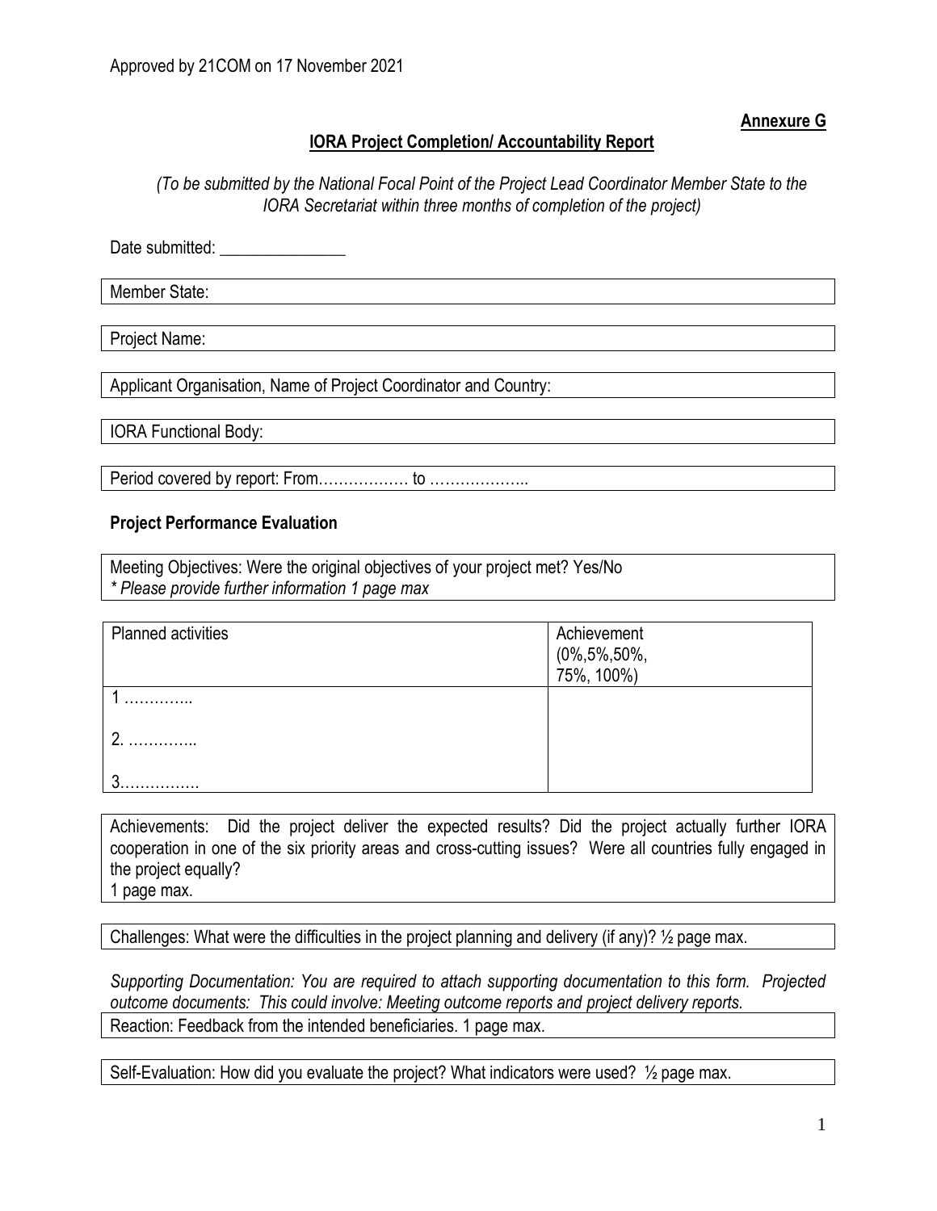Approved by 21COM on 17 November 2021

**Annexure G**

## IORA Project Completion/ Accountability Report

*(To be submitted by the National Focal Point of the Project Lead Coordinator Member State to the IORA Secretariat within three months of completion of the project)*

Date submitted: _______________

Member State:

Project Name:

Applicant Organisation, Name of Project Coordinator and Country:

IORA Functional Body:

Period covered by report: From……………… to ………………..

### Project Performance Evaluation

Meeting Objectives: Were the original objectives of your project met? Yes/No
*\* Please provide further information 1 page max*

| Planned activities | Achievement (0%,5%,50%, 75%, 100%) |
|---|---|
| 1 ………….. | |
| 2. ………….. | |
| 3……………. | |

Achievements: Did the project deliver the expected results? Did the project actually further IORA cooperation in one of the six priority areas and cross-cutting issues? Were all countries fully engaged in the project equally?
1 page max.

Challenges: What were the difficulties in the project planning and delivery (if any)? ½ page max.

*Supporting Documentation: You are required to attach supporting documentation to this form. Projected outcome documents: This could involve: Meeting outcome reports and project delivery reports.*

Reaction: Feedback from the intended beneficiaries. 1 page max.

Self-Evaluation: How did you evaluate the project? What indicators were used? ½ page max.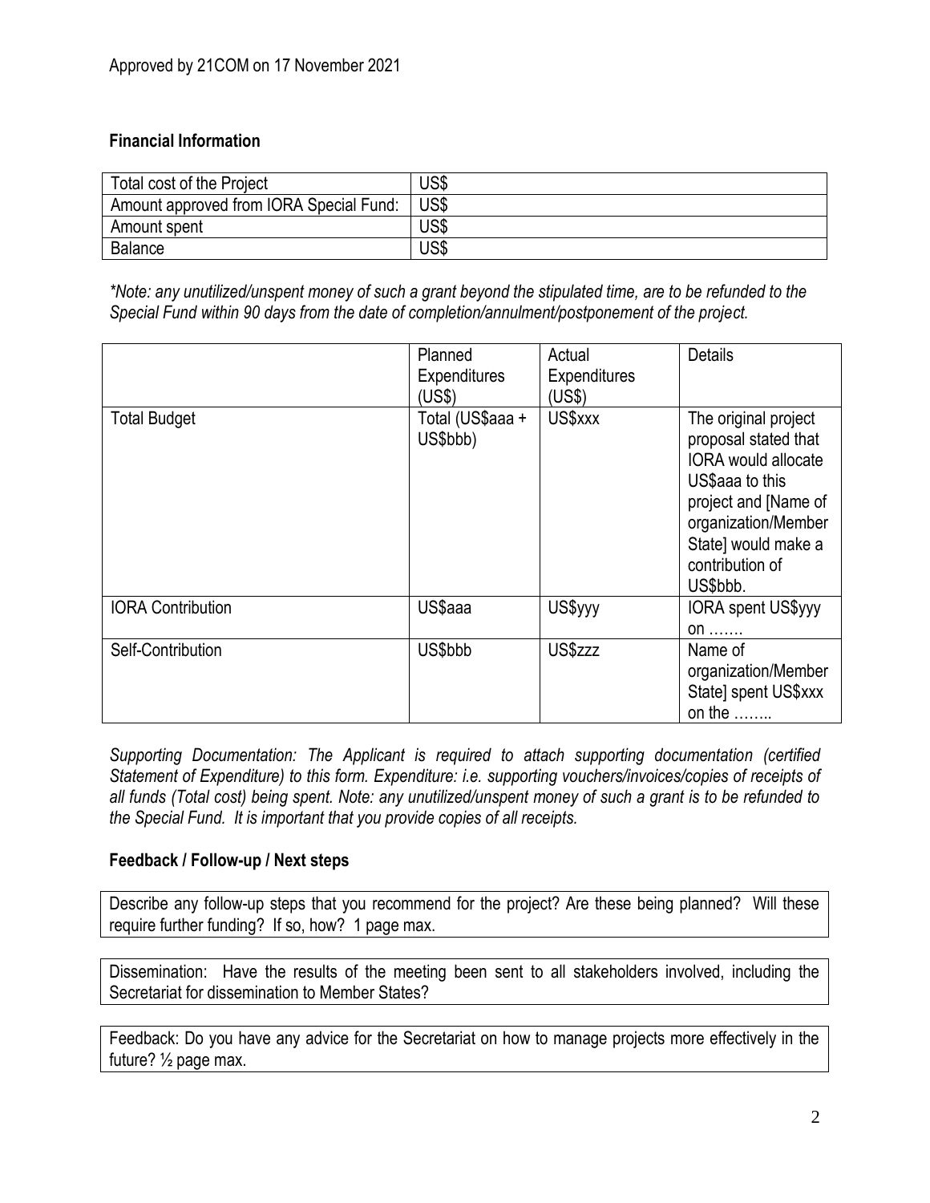Approved by 21COM on 17 November 2021

## Financial Information

| Total cost of the Project | US$ |
|---|---|
| Amount approved from IORA Special Fund: | US$ |
| Amount spent | US$ |
| Balance | US$ |

*\*Note: any unutilized/unspent money of such a grant beyond the stipulated time, are to be refunded to the Special Fund within 90 days from the date of completion/annulment/postponement of the project.*

| | Planned Expenditures (US$) | Actual Expenditures (US$) | Details |
|---|---|---|---|
| Total Budget | Total (US$aaa + US$bbb) | US$xxx | The original project proposal stated that IORA would allocate US$aaa to this project and [Name of organization/Member State] would make a contribution of US$bbb. |
| IORA Contribution | US$aaa | US$yyy | IORA spent US$yyy on ……. |
| Self-Contribution | US$bbb | US$zzz | Name of organization/Member State] spent US$xxx on the …….. |

*Supporting Documentation: The Applicant is required to attach supporting documentation (certified Statement of Expenditure) to this form. Expenditure: i.e. supporting vouchers/invoices/copies of receipts of all funds (Total cost) being spent. Note: any unutilized/unspent money of such a grant is to be refunded to the Special Fund. It is important that you provide copies of all receipts.*

## Feedback / Follow-up / Next steps

Describe any follow-up steps that you recommend for the project? Are these being planned? Will these require further funding? If so, how? 1 page max.

Dissemination: Have the results of the meeting been sent to all stakeholders involved, including the Secretariat for dissemination to Member States?

Feedback: Do you have any advice for the Secretariat on how to manage projects more effectively in the future? ½ page max.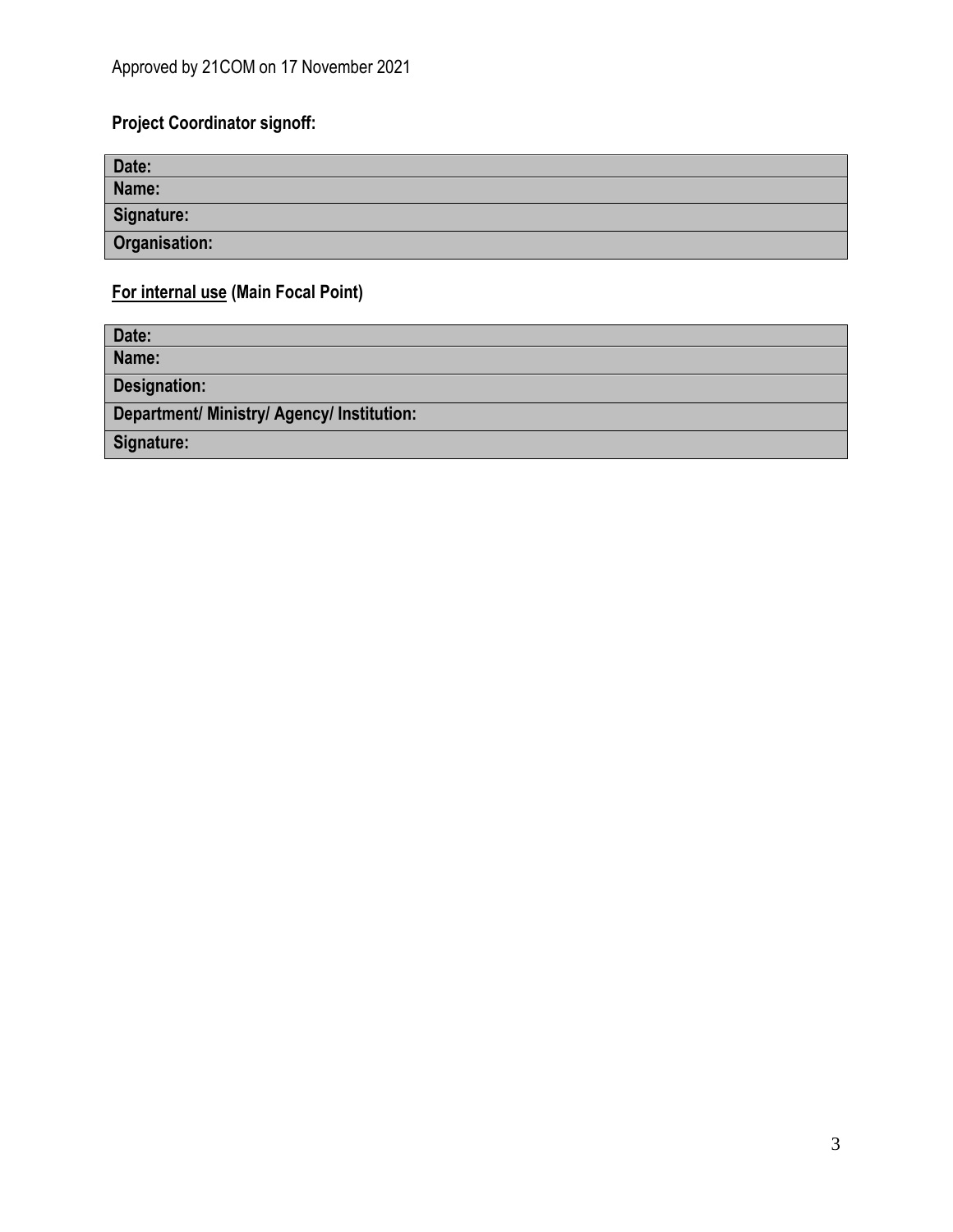Approved by 21COM on 17 November 2021

**Project Coordinator signoff:**

| |
|---|
| **Date:** |
| **Name:** |
| **Signature:** |
| **Organisation:** |

**For internal use (Main Focal Point)**

| |
|---|
| **Date:** |
| **Name:** |
| **Designation:** |
| **Department/ Ministry/ Agency/ Institution:** |
| **Signature:** |